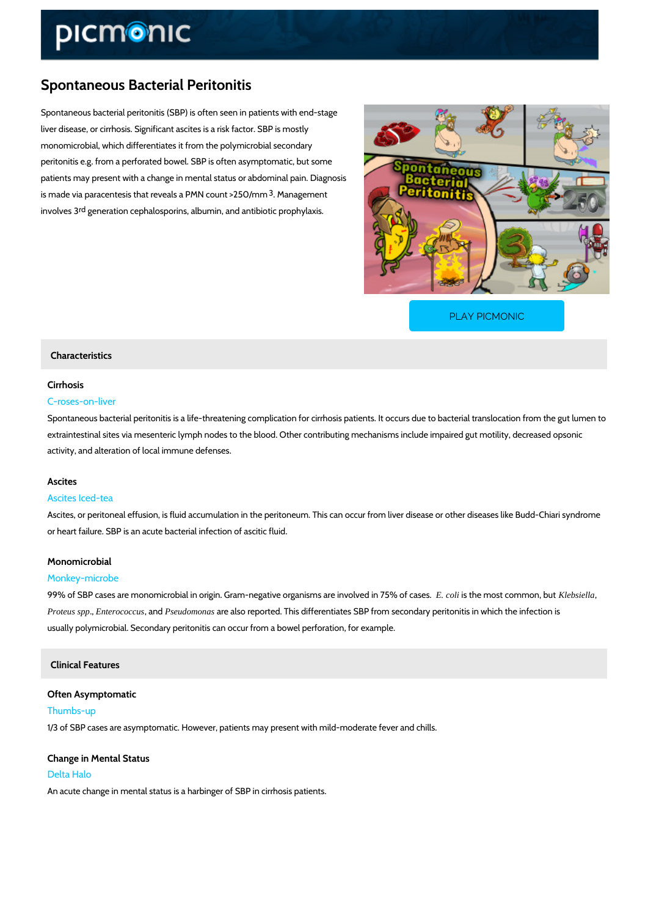# Spontaneous Bacterial Peritonitis

Spontaneous bacterial peritonitis (SBP) is often seen in patients with end-stage liver disease, or cirrhosis. Significant ascites is a risk factor. SBP is mostly monomicrobial, which differentiates it from the polymicrobial secondary peritonitis e.g. from a perforated bowel. SBP is often asymptomatic, but some patients may present with a change in mental status or abdominal pain. Diagnosis is made via paracentesis that reveals a PMN count >250/mm$^3$. Management involves 3$^{rd}$ generation cephalosporins, albumin, and antibiotic prophylaxis.

PLAY PICMONIC

## Characteristics

### Cirrhosis

C-roses-on-liver

Spontaneous bacterial peritonitis is a life-threatening complication for cirrhosis patients. It occurs due to bacterial translocation from the gut lumen to extraintestinal sites via mesenteric lymph nodes to the blood. Other contributing mechanisms include impaired gut motility, decreased opsonic activity, and alteration of local immune defenses.

### Ascites

Ascites Iced-tea

Ascites, or peritoneal effusion, is fluid accumulation in the peritoneum. This can occur from liver disease or other diseases like Budd-Chiari syndrome or heart failure. SBP is an acute bacterial infection of ascitic fluid.

### Monomicrobial

Monkey-microbe

99% of SBP cases are monomicrobial in origin. Gram-negative organisms are involved in 75% of cases. *E. coli* is the most common, but *Klebsiella*, *Proteus spp*., *Enterococcus*, and *Pseudomonas* are also reported. This differentiates SBP from secondary peritonitis in which the infection is usually polymicrobial. Secondary peritonitis can occur from a bowel perforation, for example.

## Clinical Features

### Often Asymptomatic

Thumbs-up

1/3 of SBP cases are asymptomatic. However, patients may present with mild-moderate fever and chills.

### Change in Mental Status

Delta Halo

An acute change in mental status is a harbinger of SBP in cirrhosis patients.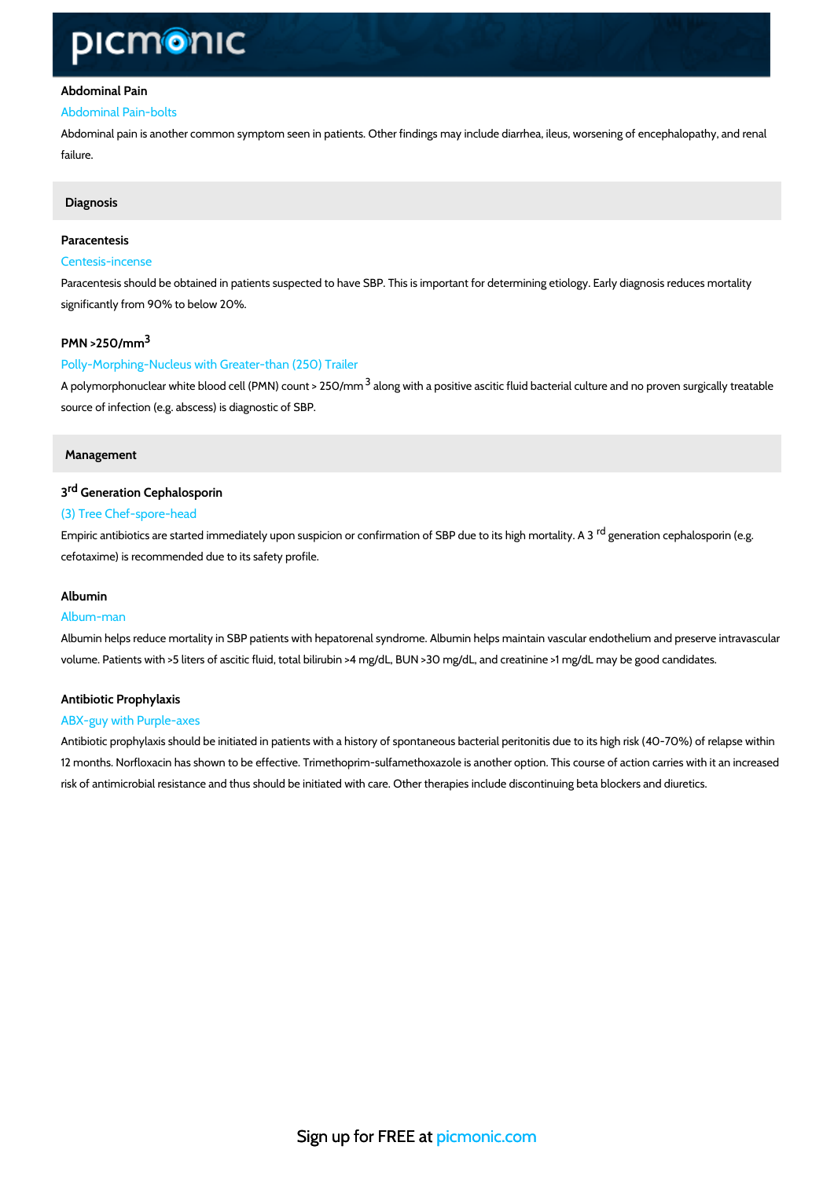### Abdominal Pain

Abdominal Pain-bolts

Abdominal pain is another common symptom seen in patients. Other findings may include diarrhea, ileus, worsening of encephalopathy, and renal failure.

## Diagnosis

### Paracentesis

Centesis-incense

Paracentesis should be obtained in patients suspected to have SBP. This is important for determining etiology. Early diagnosis reduces mortality significantly from 90% to below 20%.

### PMN >250/mm$^3$

Polly-Morphing-Nucleus with Greater-than (250) Trailer

A polymorphonuclear white blood cell (PMN) count > 250/mm$^3$ along with a positive ascitic fluid bacterial culture and no proven surgically treatable source of infection (e.g. abscess) is diagnostic of SBP.

## Management

### 3$^{rd}$ Generation Cephalosporin

(3) Tree Chef-spore-head

Empiric antibiotics are started immediately upon suspicion or confirmation of SBP due to its high mortality. A 3$^{rd}$ generation cephalosporin (e.g. cefotaxime) is recommended due to its safety profile.

### Albumin

Album-man

Albumin helps reduce mortality in SBP patients with hepatorenal syndrome. Albumin helps maintain vascular endothelium and preserve intravascular volume. Patients with >5 liters of ascitic fluid, total bilirubin >4 mg/dL, BUN >30 mg/dL, and creatinine >1 mg/dL may be good candidates.

### Antibiotic Prophylaxis

ABX-guy with Purple-axes

Antibiotic prophylaxis should be initiated in patients with a history of spontaneous bacterial peritonitis due to its high risk (40-70%) of relapse within 12 months. Norfloxacin has shown to be effective. Trimethoprim-sulfamethoxazole is another option. This course of action carries with it an increased risk of antimicrobial resistance and thus should be initiated with care. Other therapies include discontinuing beta blockers and diuretics.